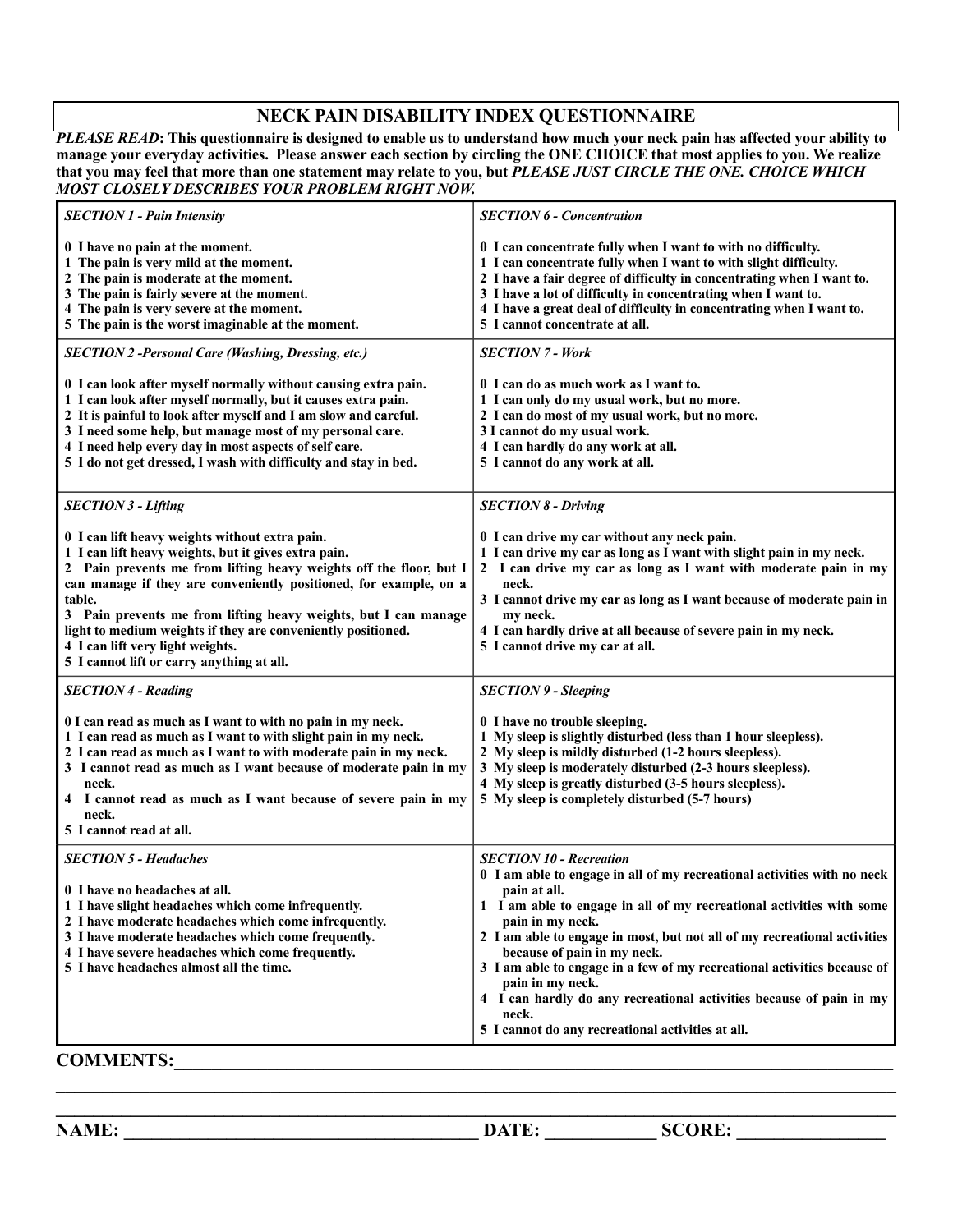# NECK PAIN DISABILITY INDEX QUESTIONNAIRE

***PLEASE READ*: This questionnaire is designed to enable us to understand how much your neck pain has affected your ability to manage your everyday activities. Please answer each section by circling the ONE CHOICE that most applies to you. We realize that you may feel that more than one statement may relate to you, but *PLEASE JUST CIRCLE THE ONE. CHOICE WHICH MOST CLOSELY DESCRIBES YOUR PROBLEM RIGHT NOW.***

***SECTION 1 - Pain Intensity***

**0 I have no pain at the moment.**
**1 The pain is very mild at the moment.**
**2 The pain is moderate at the moment.**
**3 The pain is fairly severe at the moment.**
**4 The pain is very severe at the moment.**
**5 The pain is the worst imaginable at the moment.**

***SECTION 2 -Personal Care (Washing, Dressing, etc.)***

**0 I can look after myself normally without causing extra pain.**
**1 I can look after myself normally, but it causes extra pain.**
**2 It is painful to look after myself and I am slow and careful.**
**3 I need some help, but manage most of my personal care.**
**4 I need help every day in most aspects of self care.**
**5 I do not get dressed, I wash with difficulty and stay in bed.**

***SECTION 3 - Lifting***

**0 I can lift heavy weights without extra pain.**
**1 I can lift heavy weights, but it gives extra pain.**
**2 Pain prevents me from lifting heavy weights off the floor, but I can manage if they are conveniently positioned, for example, on a table.**
**3 Pain prevents me from lifting heavy weights, but I can manage light to medium weights if they are conveniently positioned.**
**4 I can lift very light weights.**
**5 I cannot lift or carry anything at all.**

***SECTION 4 - Reading***

**0 I can read as much as I want to with no pain in my neck.**
**1 I can read as much as I want to with slight pain in my neck.**
**2 I can read as much as I want to with moderate pain in my neck.**
**3 I cannot read as much as I want because of moderate pain in my neck.**
**4 I cannot read as much as I want because of severe pain in my neck.**
**5 I cannot read at all.**

***SECTION 5 - Headaches***

**0 I have no headaches at all.**
**1 I have slight headaches which come infrequently.**
**2 I have moderate headaches which come infrequently.**
**3 I have moderate headaches which come frequently.**
**4 I have severe headaches which come frequently.**
**5 I have headaches almost all the time.**

***SECTION 6 - Concentration***

**0 I can concentrate fully when I want to with no difficulty.**
**1 I can concentrate fully when I want to with slight difficulty.**
**2 I have a fair degree of difficulty in concentrating when I want to.**
**3 I have a lot of difficulty in concentrating when I want to.**
**4 I have a great deal of difficulty in concentrating when I want to.**
**5 I cannot concentrate at all.**

***SECTION 7 - Work***

**0 I can do as much work as I want to.**
**1 I can only do my usual work, but no more.**
**2 I can do most of my usual work, but no more.**
**3 I cannot do my usual work.**
**4 I can hardly do any work at all.**
**5 I cannot do any work at all.**

***SECTION 8 - Driving***

**0 I can drive my car without any neck pain.**
**1 I can drive my car as long as I want with slight pain in my neck.**
**2 I can drive my car as long as I want with moderate pain in my neck.**
**3 I cannot drive my car as long as I want because of moderate pain in my neck.**
**4 I can hardly drive at all because of severe pain in my neck.**
**5 I cannot drive my car at all.**

***SECTION 9 - Sleeping***

**0 I have no trouble sleeping.**
**1 My sleep is slightly disturbed (less than 1 hour sleepless).**
**2 My sleep is mildly disturbed (1-2 hours sleepless).**
**3 My sleep is moderately disturbed (2-3 hours sleepless).**
**4 My sleep is greatly disturbed (3-5 hours sleepless).**
**5 My sleep is completely disturbed (5-7 hours)**

***SECTION 10 - Recreation***

**0 I am able to engage in all of my recreational activities with no neck pain at all.**
**1 I am able to engage in all of my recreational activities with some pain in my neck.**
**2 I am able to engage in most, but not all of my recreational activities because of pain in my neck.**
**3 I am able to engage in a few of my recreational activities because of pain in my neck.**
**4 I can hardly do any recreational activities because of pain in my neck.**
**5 I cannot do any recreational activities at all.**

**COMMENTS:**\_\_\_\_\_\_\_\_\_\_\_\_\_\_\_\_\_\_\_\_\_\_\_\_\_\_\_\_\_\_\_\_\_\_\_\_\_\_\_\_\_\_\_\_\_\_\_\_\_\_\_\_\_\_\_\_\_\_\_\_

\_\_\_\_\_\_\_\_\_\_\_\_\_\_\_\_\_\_\_\_\_\_\_\_\_\_\_\_\_\_\_\_\_\_\_\_\_\_\_\_\_\_\_\_\_\_\_\_\_\_\_\_\_\_\_\_\_\_\_\_\_\_\_\_\_\_\_\_\_\_\_\_

**NAME:** \_\_\_\_\_\_\_\_\_\_\_\_\_\_\_\_\_\_\_\_\_\_\_\_\_\_\_\_\_\_ **DATE:** \_\_\_\_\_\_\_\_\_\_ **SCORE:** \_\_\_\_\_\_\_\_\_\_\_\_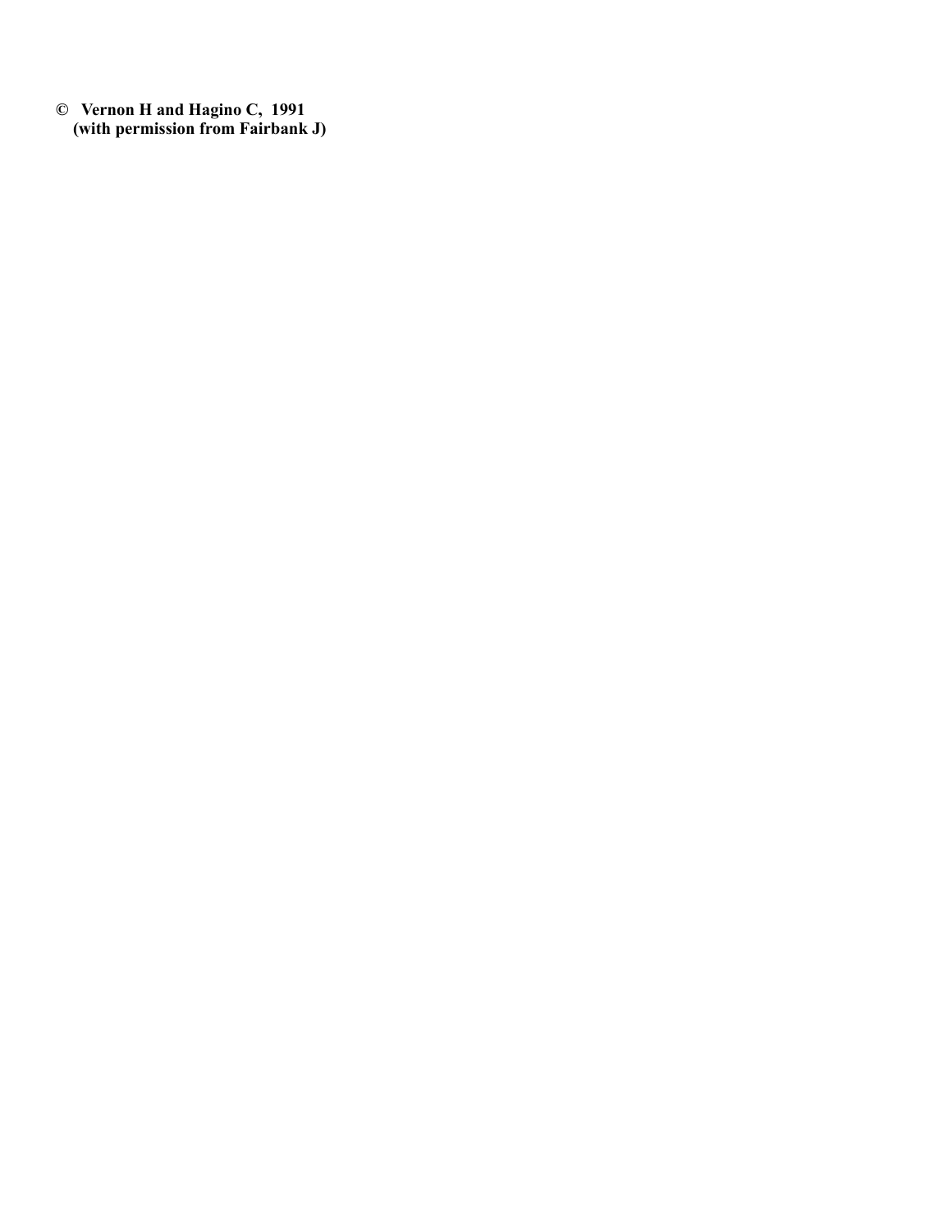**© Vernon H and Hagino C, 1991**
**(with permission from Fairbank J)**